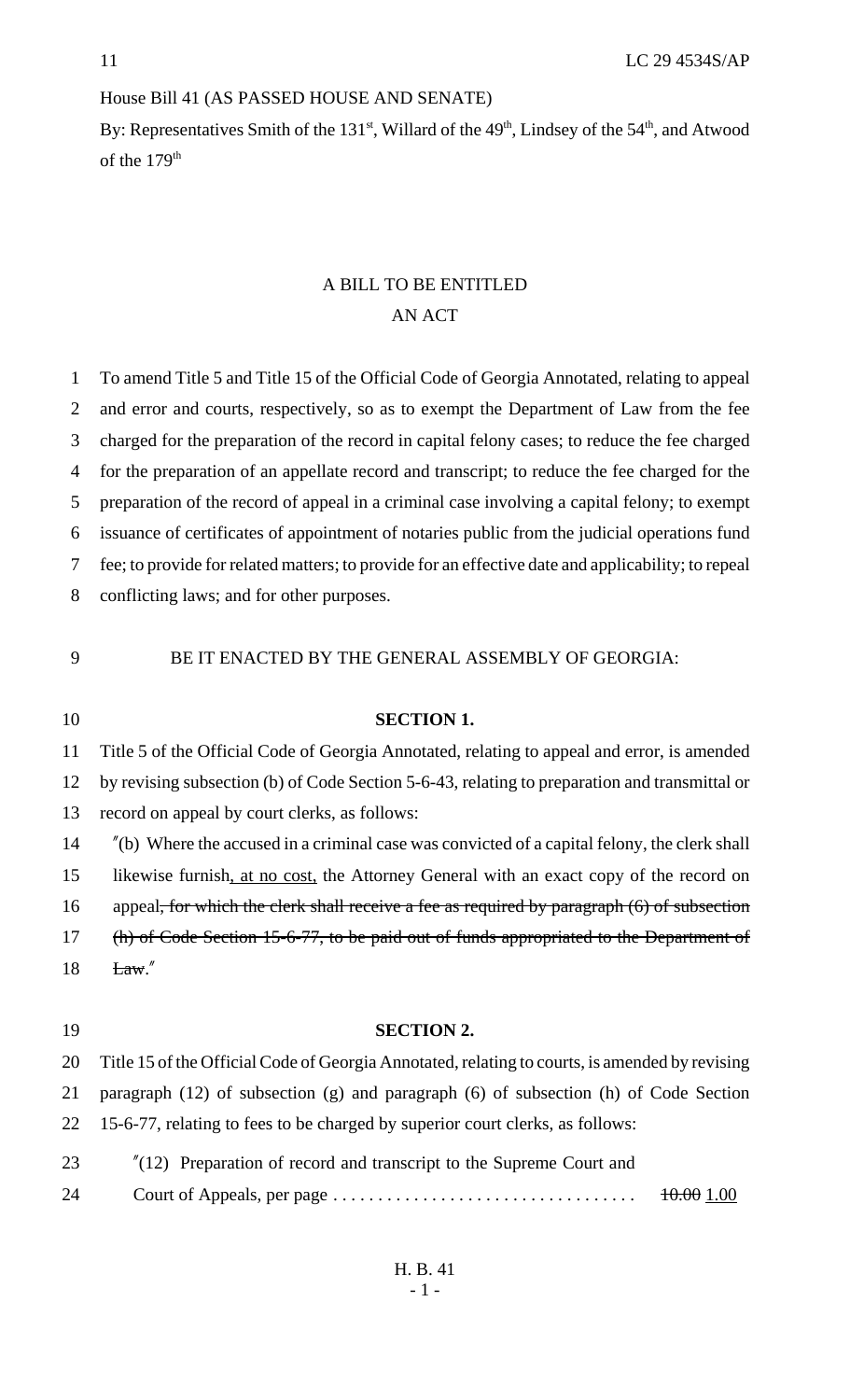House Bill 41 (AS PASSED HOUSE AND SENATE)

By: Representatives Smith of the 131st, Willard of the 49th, Lindsey of the 54th, and Atwood of the 179th

A BILL TO BE ENTITLED

AN ACT

To amend Title 5 and Title 15 of the Official Code of Georgia Annotated, relating to appeal and error and courts, respectively, so as to exempt the Department of Law from the fee charged for the preparation of the record in capital felony cases; to reduce the fee charged for the preparation of an appellate record and transcript; to reduce the fee charged for the preparation of the record of appeal in a criminal case involving a capital felony; to exempt issuance of certificates of appointment of notaries public from the judicial operations fund fee; to provide for related matters; to provide for an effective date and applicability; to repeal conflicting laws; and for other purposes.

BE IT ENACTED BY THE GENERAL ASSEMBLY OF GEORGIA:

**SECTION 1.**

Title 5 of the Official Code of Georgia Annotated, relating to appeal and error, is amended by revising subsection (b) of Code Section 5-6-43, relating to preparation and transmittal or record on appeal by court clerks, as follows:

″(b) Where the accused in a criminal case was convicted of a capital felony, the clerk shall likewise furnish, at no cost, the Attorney General with an exact copy of the record on appeal~~; for which the clerk shall receive a fee as required by paragraph (6) of subsection (h) of Code Section 15-6-77, to be paid out of funds appropriated to the Department of Law~~.″

**SECTION 2.**

Title 15 of the Official Code of Georgia Annotated, relating to courts, is amended by revising paragraph (12) of subsection (g) and paragraph (6) of subsection (h) of Code Section 15-6-77, relating to fees to be charged by superior court clerks, as follows:

″(12) Preparation of record and transcript to the Supreme Court and Court of Appeals, per page .................................. ~~10.00~~ 1.00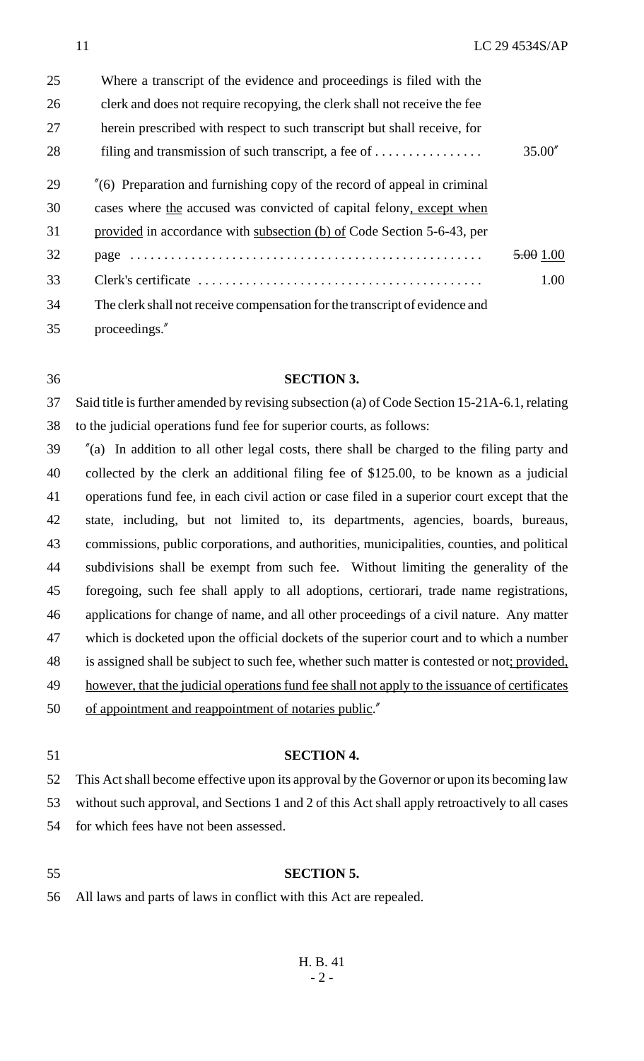Where a transcript of the evidence and proceedings is filed with the clerk and does not require recopying, the clerk shall not receive the fee herein prescribed with respect to such transcript but shall receive, for filing and transmission of such transcript, a fee of . . . . . . . . . . . . . . . . 35.00"

"(6) Preparation and furnishing copy of the record of appeal in criminal cases where the accused was convicted of capital felony, except when provided in accordance with subsection (b) of Code Section 5-6-43, per page . . . . . . . . . . . . . . . . . . . . . . . . . . . . . . . . . . . . . . . . . . . . . . . . . . . ~~5.00~~ 1.00

Clerk's certificate . . . . . . . . . . . . . . . . . . . . . . . . . . . . . . . . . . . . . . . . . 1.00

The clerk shall not receive compensation for the transcript of evidence and proceedings."

**SECTION 3.**

Said title is further amended by revising subsection (a) of Code Section 15-21A-6.1, relating to the judicial operations fund fee for superior courts, as follows:

"(a) In addition to all other legal costs, there shall be charged to the filing party and collected by the clerk an additional filing fee of $125.00, to be known as a judicial operations fund fee, in each civil action or case filed in a superior court except that the state, including, but not limited to, its departments, agencies, boards, bureaus, commissions, public corporations, and authorities, municipalities, counties, and political subdivisions shall be exempt from such fee. Without limiting the generality of the foregoing, such fee shall apply to all adoptions, certiorari, trade name registrations, applications for change of name, and all other proceedings of a civil nature. Any matter which is docketed upon the official dockets of the superior court and to which a number is assigned shall be subject to such fee, whether such matter is contested or not; provided, however, that the judicial operations fund fee shall not apply to the issuance of certificates of appointment and reappointment of notaries public."

**SECTION 4.**

This Act shall become effective upon its approval by the Governor or upon its becoming law without such approval, and Sections 1 and 2 of this Act shall apply retroactively to all cases for which fees have not been assessed.

**SECTION 5.**

All laws and parts of laws in conflict with this Act are repealed.